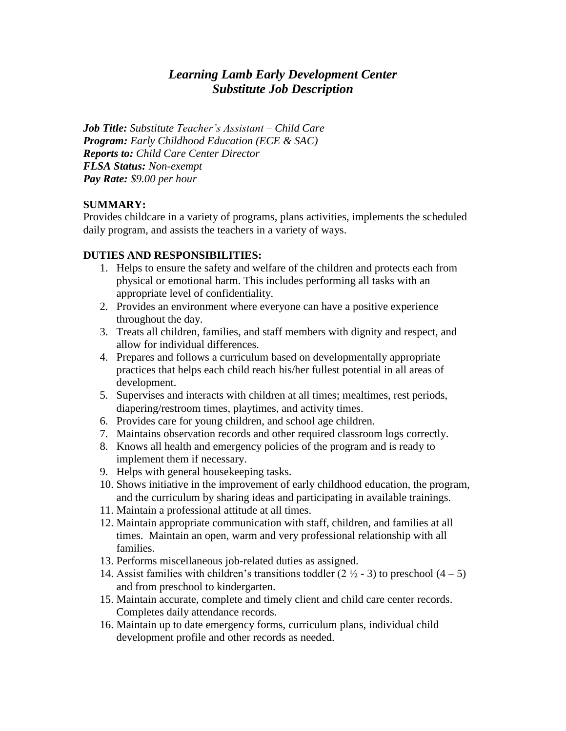# *Learning Lamb Early Development Center*
# *Substitute Job Description*

***Job Title:*** *Substitute Teacher's Assistant – Child Care*
***Program:*** *Early Childhood Education (ECE & SAC)*
***Reports to:*** *Child Care Center Director*
***FLSA Status:*** *Non-exempt*
***Pay Rate:*** *$9.00 per hour*

**SUMMARY:**
Provides childcare in a variety of programs, plans activities, implements the scheduled daily program, and assists the teachers in a variety of ways.

**DUTIES AND RESPONSIBILITIES:**

1. Helps to ensure the safety and welfare of the children and protects each from physical or emotional harm. This includes performing all tasks with an appropriate level of confidentiality.
2. Provides an environment where everyone can have a positive experience throughout the day.
3. Treats all children, families, and staff members with dignity and respect, and allow for individual differences.
4. Prepares and follows a curriculum based on developmentally appropriate practices that helps each child reach his/her fullest potential in all areas of development.
5. Supervises and interacts with children at all times; mealtimes, rest periods, diapering/restroom times, playtimes, and activity times.
6. Provides care for young children, and school age children.
7. Maintains observation records and other required classroom logs correctly.
8. Knows all health and emergency policies of the program and is ready to implement them if necessary.
9. Helps with general housekeeping tasks.
10. Shows initiative in the improvement of early childhood education, the program, and the curriculum by sharing ideas and participating in available trainings.
11. Maintain a professional attitude at all times.
12. Maintain appropriate communication with staff, children, and families at all times. Maintain an open, warm and very professional relationship with all families.
13. Performs miscellaneous job-related duties as assigned.
14. Assist families with children's transitions toddler (2 ½ - 3) to preschool (4 – 5) and from preschool to kindergarten.
15. Maintain accurate, complete and timely client and child care center records. Completes daily attendance records.
16. Maintain up to date emergency forms, curriculum plans, individual child development profile and other records as needed.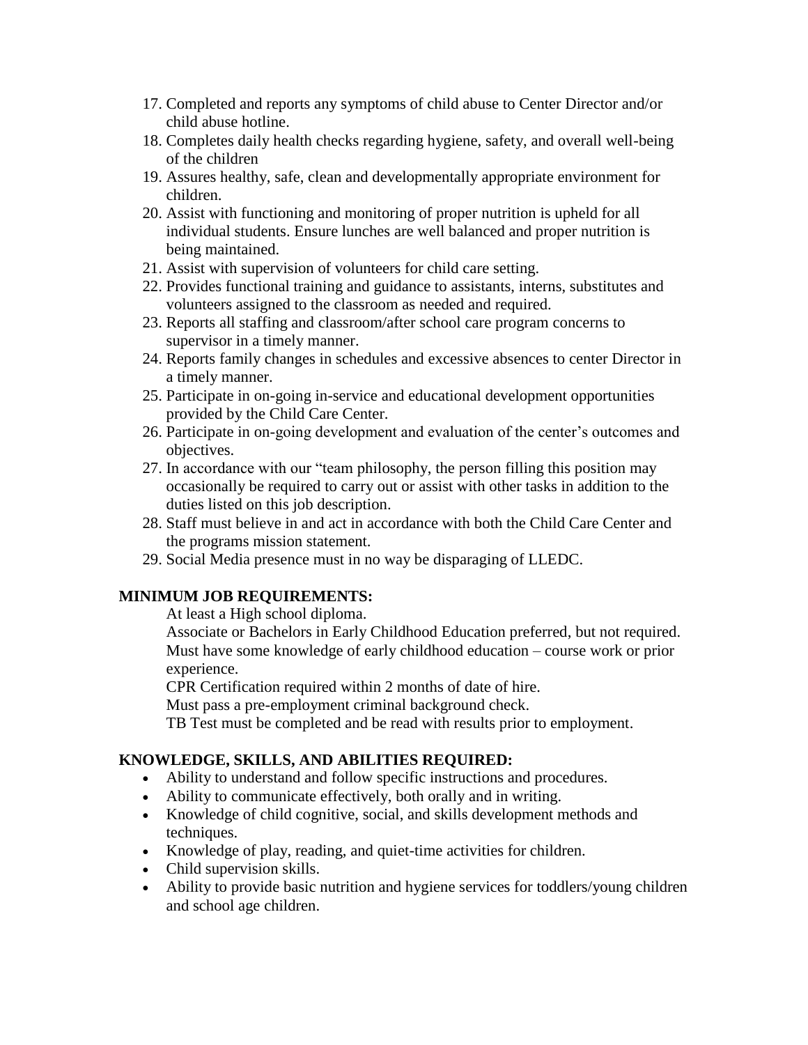17. Completed and reports any symptoms of child abuse to Center Director and/or child abuse hotline.
18. Completes daily health checks regarding hygiene, safety, and overall well-being of the children
19. Assures healthy, safe, clean and developmentally appropriate environment for children.
20. Assist with functioning and monitoring of proper nutrition is upheld for all individual students. Ensure lunches are well balanced and proper nutrition is being maintained.
21. Assist with supervision of volunteers for child care setting.
22. Provides functional training and guidance to assistants, interns, substitutes and volunteers assigned to the classroom as needed and required.
23. Reports all staffing and classroom/after school care program concerns to supervisor in a timely manner.
24. Reports family changes in schedules and excessive absences to center Director in a timely manner.
25. Participate in on-going in-service and educational development opportunities provided by the Child Care Center.
26. Participate in on-going development and evaluation of the center's outcomes and objectives.
27. In accordance with our "team philosophy, the person filling this position may occasionally be required to carry out or assist with other tasks in addition to the duties listed on this job description.
28. Staff must believe in and act in accordance with both the Child Care Center and the programs mission statement.
29. Social Media presence must in no way be disparaging of LLEDC.

**MINIMUM JOB REQUIREMENTS:**

At least a High school diploma.
Associate or Bachelors in Early Childhood Education preferred, but not required.
Must have some knowledge of early childhood education – course work or prior experience.
CPR Certification required within 2 months of date of hire.
Must pass a pre-employment criminal background check.
TB Test must be completed and be read with results prior to employment.

**KNOWLEDGE, SKILLS, AND ABILITIES REQUIRED:**

- Ability to understand and follow specific instructions and procedures.
- Ability to communicate effectively, both orally and in writing.
- Knowledge of child cognitive, social, and skills development methods and techniques.
- Knowledge of play, reading, and quiet-time activities for children.
- Child supervision skills.
- Ability to provide basic nutrition and hygiene services for toddlers/young children and school age children.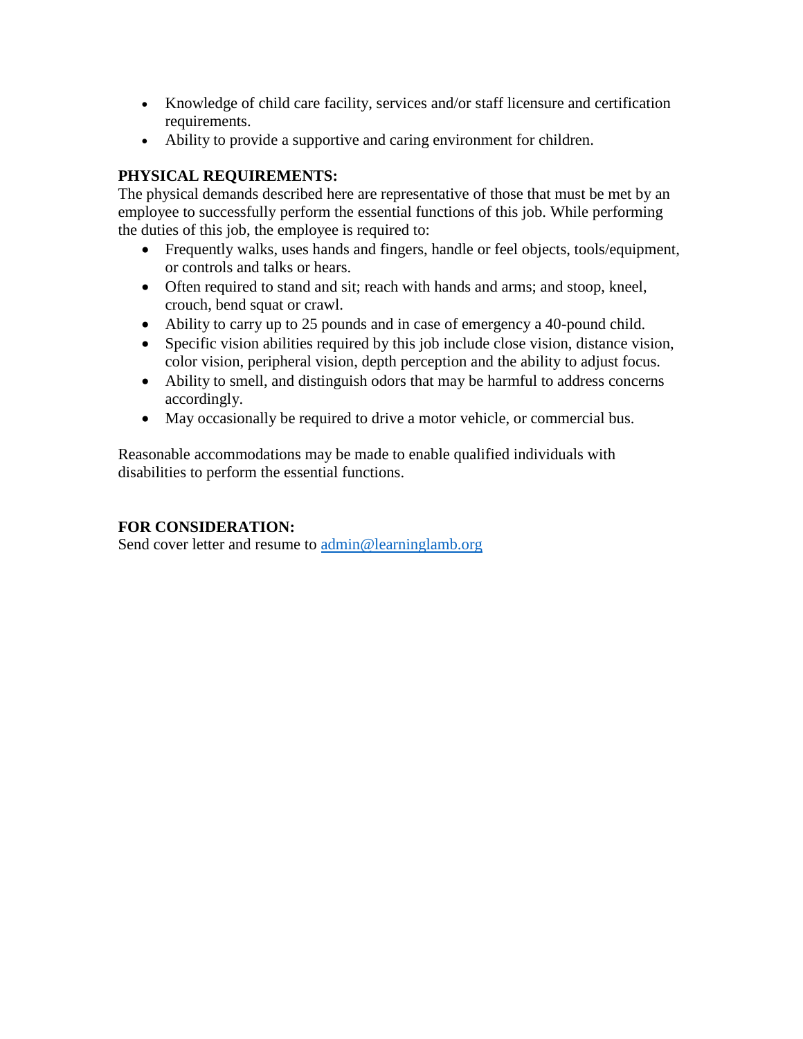- Knowledge of child care facility, services and/or staff licensure and certification requirements.
- Ability to provide a supportive and caring environment for children.

**PHYSICAL REQUIREMENTS:**

The physical demands described here are representative of those that must be met by an employee to successfully perform the essential functions of this job. While performing the duties of this job, the employee is required to:

- Frequently walks, uses hands and fingers, handle or feel objects, tools/equipment, or controls and talks or hears.
- Often required to stand and sit; reach with hands and arms; and stoop, kneel, crouch, bend squat or crawl.
- Ability to carry up to 25 pounds and in case of emergency a 40-pound child.
- Specific vision abilities required by this job include close vision, distance vision, color vision, peripheral vision, depth perception and the ability to adjust focus.
- Ability to smell, and distinguish odors that may be harmful to address concerns accordingly.
- May occasionally be required to drive a motor vehicle, or commercial bus.

Reasonable accommodations may be made to enable qualified individuals with disabilities to perform the essential functions.

**FOR CONSIDERATION:**

Send cover letter and resume to [admin@learninglamb.org](mailto:admin@learninglamb.org)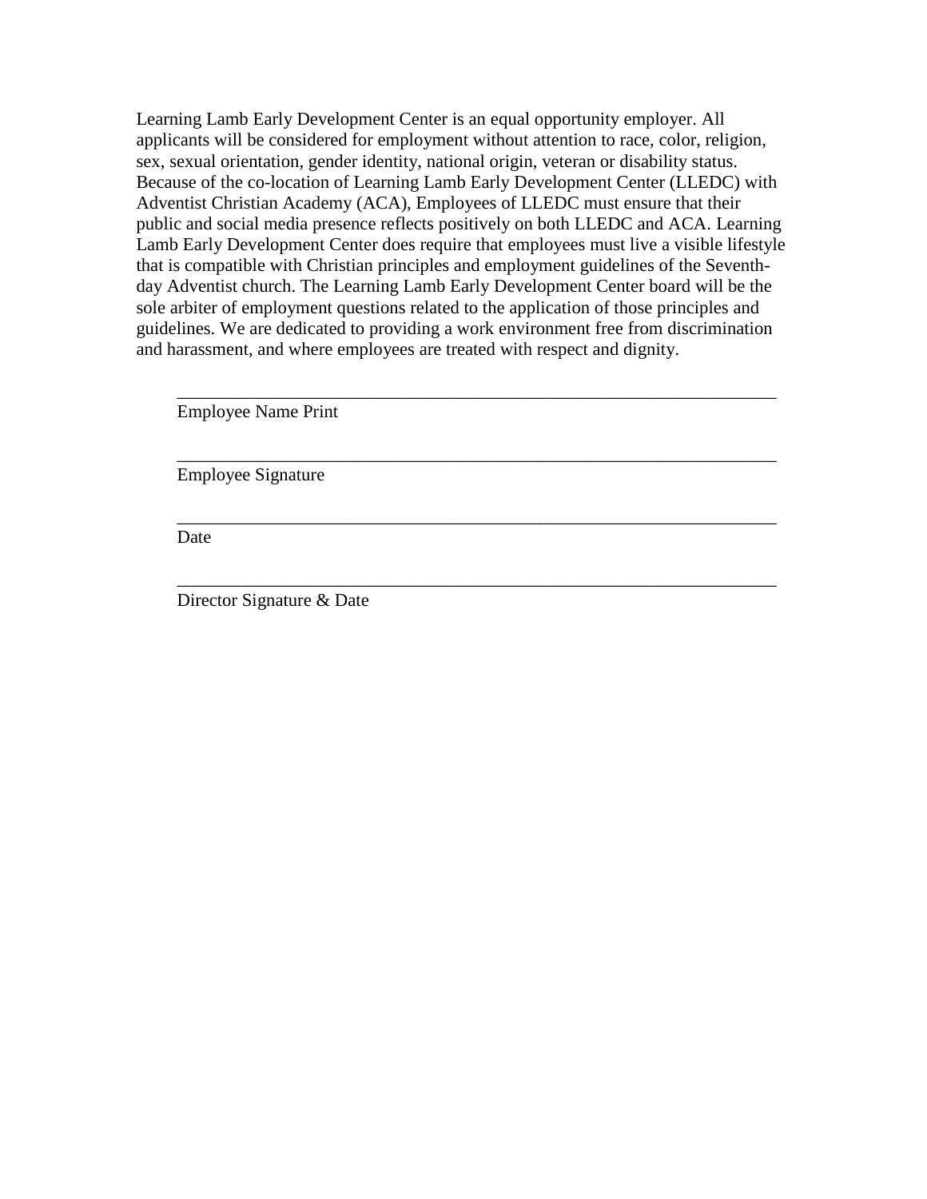Learning Lamb Early Development Center is an equal opportunity employer. All applicants will be considered for employment without attention to race, color, religion, sex, sexual orientation, gender identity, national origin, veteran or disability status. Because of the co-location of Learning Lamb Early Development Center (LLEDC) with Adventist Christian Academy (ACA), Employees of LLEDC must ensure that their public and social media presence reflects positively on both LLEDC and ACA. Learning Lamb Early Development Center does require that employees must live a visible lifestyle that is compatible with Christian principles and employment guidelines of the Seventh-day Adventist church. The Learning Lamb Early Development Center board will be the sole arbiter of employment questions related to the application of those principles and guidelines. We are dedicated to providing a work environment free from discrimination and harassment, and where employees are treated with respect and dignity.

_____________________________________________________________________

Employee Name Print

_____________________________________________________________________

Employee Signature

_____________________________________________________________________

Date

_____________________________________________________________________

Director Signature & Date